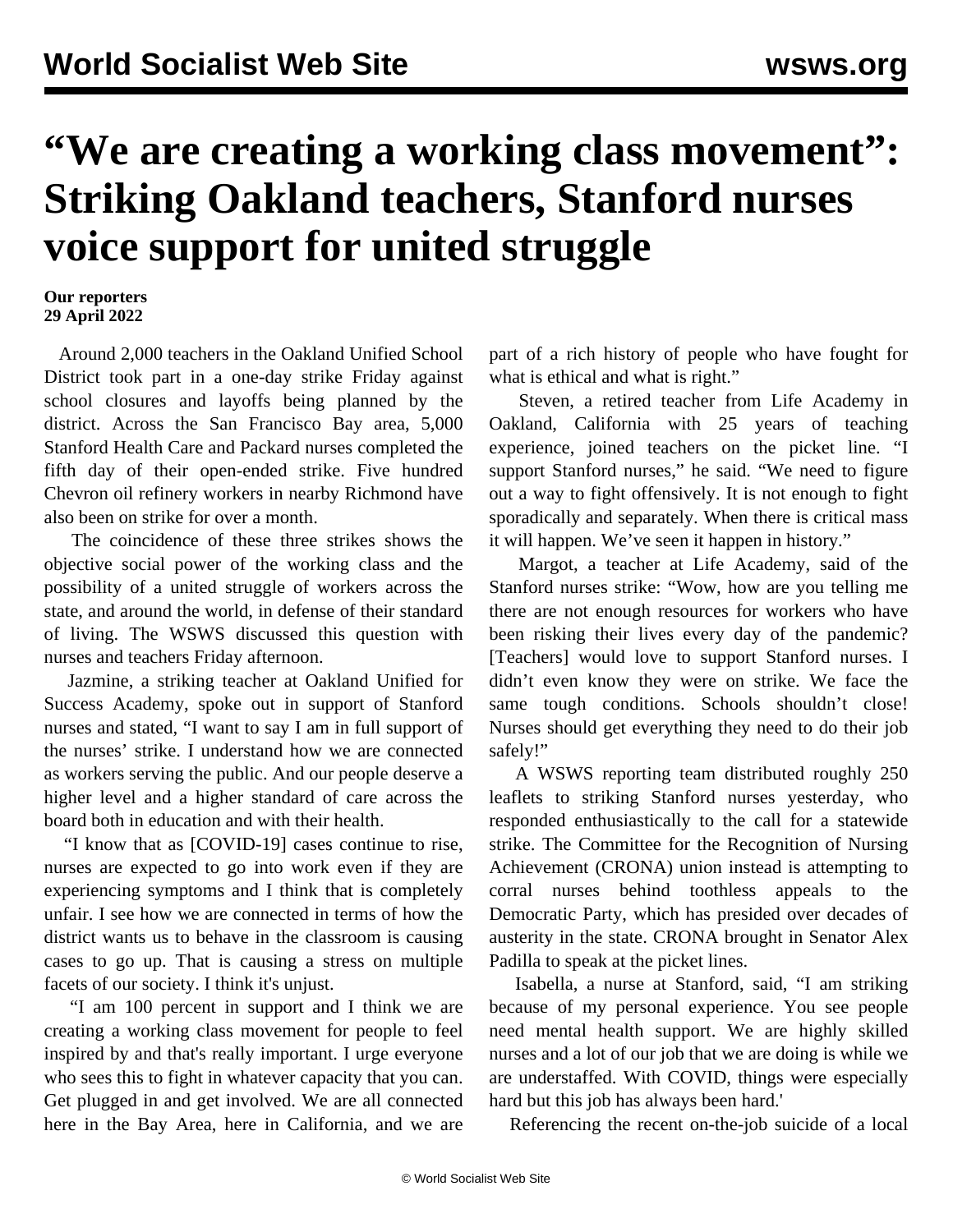# "We are creating a working class movement": Striking Oakland teachers, Stanford nurses voice support for united struggle

**Our reporters**
**29 April 2022**

Around 2,000 teachers in the Oakland Unified School District took part in a one-day strike Friday against school closures and layoffs being planned by the district. Across the San Francisco Bay area, 5,000 Stanford Health Care and Packard nurses completed the fifth day of their open-ended strike. Five hundred Chevron oil refinery workers in nearby Richmond have also been on strike for over a month.

The coincidence of these three strikes shows the objective social power of the working class and the possibility of a united struggle of workers across the state, and around the world, in defense of their standard of living. The WSWS discussed this question with nurses and teachers Friday afternoon.

Jazmine, a striking teacher at Oakland Unified for Success Academy, spoke out in support of Stanford nurses and stated, "I want to say I am in full support of the nurses' strike. I understand how we are connected as workers serving the public. And our people deserve a higher level and a higher standard of care across the board both in education and with their health.

"I know that as [COVID-19] cases continue to rise, nurses are expected to go into work even if they are experiencing symptoms and I think that is completely unfair. I see how we are connected in terms of how the district wants us to behave in the classroom is causing cases to go up. That is causing a stress on multiple facets of our society. I think it's unjust.

"I am 100 percent in support and I think we are creating a working class movement for people to feel inspired by and that's really important. I urge everyone who sees this to fight in whatever capacity that you can. Get plugged in and get involved. We are all connected here in the Bay Area, here in California, and we are part of a rich history of people who have fought for what is ethical and what is right."

Steven, a retired teacher from Life Academy in Oakland, California with 25 years of teaching experience, joined teachers on the picket line. "I support Stanford nurses," he said. "We need to figure out a way to fight offensively. It is not enough to fight sporadically and separately. When there is critical mass it will happen. We've seen it happen in history."

Margot, a teacher at Life Academy, said of the Stanford nurses strike: "Wow, how are you telling me there are not enough resources for workers who have been risking their lives every day of the pandemic? [Teachers] would love to support Stanford nurses. I didn't even know they were on strike. We face the same tough conditions. Schools shouldn't close! Nurses should get everything they need to do their job safely!"

A WSWS reporting team distributed roughly 250 leaflets to striking Stanford nurses yesterday, who responded enthusiastically to the call for a statewide strike. The Committee for the Recognition of Nursing Achievement (CRONA) union instead is attempting to corral nurses behind toothless appeals to the Democratic Party, which has presided over decades of austerity in the state. CRONA brought in Senator Alex Padilla to speak at the picket lines.

Isabella, a nurse at Stanford, said, "I am striking because of my personal experience. You see people need mental health support. We are highly skilled nurses and a lot of our job that we are doing is while we are understaffed. With COVID, things were especially hard but this job has always been hard.'

Referencing the recent on-the-job suicide of a local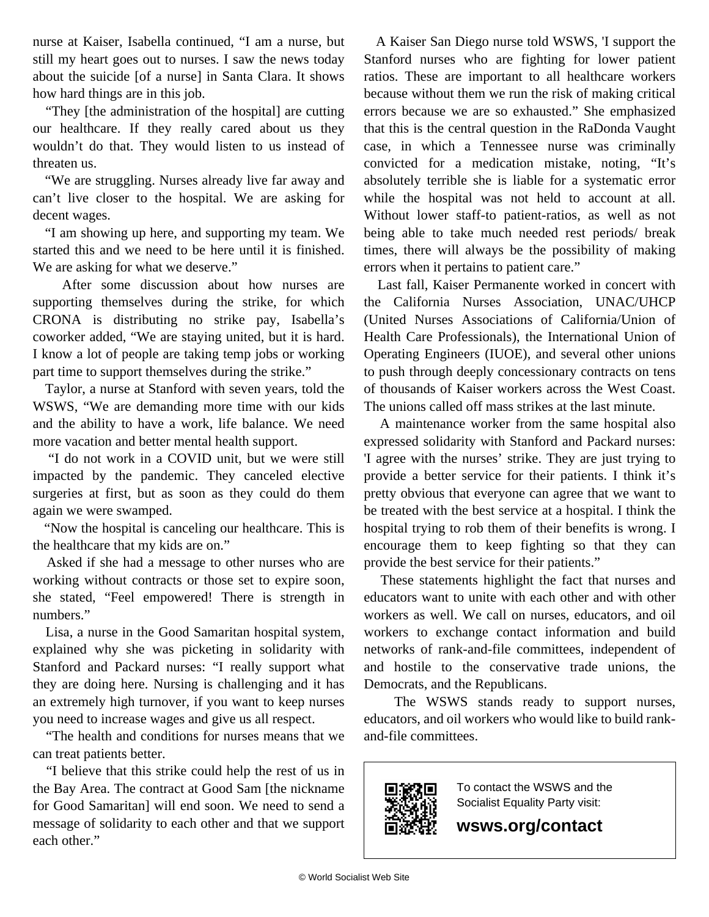nurse at Kaiser, Isabella continued, "I am a nurse, but still my heart goes out to nurses. I saw the news today about the suicide [of a nurse] in Santa Clara. It shows how hard things are in this job.

"They [the administration of the hospital] are cutting our healthcare. If they really cared about us they wouldn't do that. They would listen to us instead of threaten us.

"We are struggling. Nurses already live far away and can't live closer to the hospital. We are asking for decent wages.

"I am showing up here, and supporting my team. We started this and we need to be here until it is finished. We are asking for what we deserve."

After some discussion about how nurses are supporting themselves during the strike, for which CRONA is distributing no strike pay, Isabella's coworker added, "We are staying united, but it is hard. I know a lot of people are taking temp jobs or working part time to support themselves during the strike."

Taylor, a nurse at Stanford with seven years, told the WSWS, "We are demanding more time with our kids and the ability to have a work, life balance. We need more vacation and better mental health support.

"I do not work in a COVID unit, but we were still impacted by the pandemic. They canceled elective surgeries at first, but as soon as they could do them again we were swamped.

"Now the hospital is canceling our healthcare. This is the healthcare that my kids are on."

Asked if she had a message to other nurses who are working without contracts or those set to expire soon, she stated, "Feel empowered! There is strength in numbers."

Lisa, a nurse in the Good Samaritan hospital system, explained why she was picketing in solidarity with Stanford and Packard nurses: "I really support what they are doing here. Nursing is challenging and it has an extremely high turnover, if you want to keep nurses you need to increase wages and give us all respect.

"The health and conditions for nurses means that we can treat patients better.

"I believe that this strike could help the rest of us in the Bay Area. The contract at Good Sam [the nickname for Good Samaritan] will end soon. We need to send a message of solidarity to each other and that we support each other."

A Kaiser San Diego nurse told WSWS, 'I support the Stanford nurses who are fighting for lower patient ratios. These are important to all healthcare workers because without them we run the risk of making critical errors because we are so exhausted." She emphasized that this is the central question in the RaDonda Vaught case, in which a Tennessee nurse was criminally convicted for a medication mistake, noting, "It's absolutely terrible she is liable for a systematic error while the hospital was not held to account at all. Without lower staff-to patient-ratios, as well as not being able to take much needed rest periods/ break times, there will always be the possibility of making errors when it pertains to patient care."

Last fall, Kaiser Permanente worked in concert with the California Nurses Association, UNAC/UHCP (United Nurses Associations of California/Union of Health Care Professionals), the International Union of Operating Engineers (IUOE), and several other unions to push through deeply concessionary contracts on tens of thousands of Kaiser workers across the West Coast. The unions called off mass strikes at the last minute.

A maintenance worker from the same hospital also expressed solidarity with Stanford and Packard nurses: 'I agree with the nurses' strike. They are just trying to provide a better service for their patients. I think it's pretty obvious that everyone can agree that we want to be treated with the best service at a hospital. I think the hospital trying to rob them of their benefits is wrong. I encourage them to keep fighting so that they can provide the best service for their patients."

These statements highlight the fact that nurses and educators want to unite with each other and with other workers as well. We call on nurses, educators, and oil workers to exchange contact information and build networks of rank-and-file committees, independent of and hostile to the conservative trade unions, the Democrats, and the Republicans.

The WSWS stands ready to support nurses, educators, and oil workers who would like to build rank-and-file committees.

To contact the WSWS and the Socialist Equality Party visit:

**wsws.org/contact**